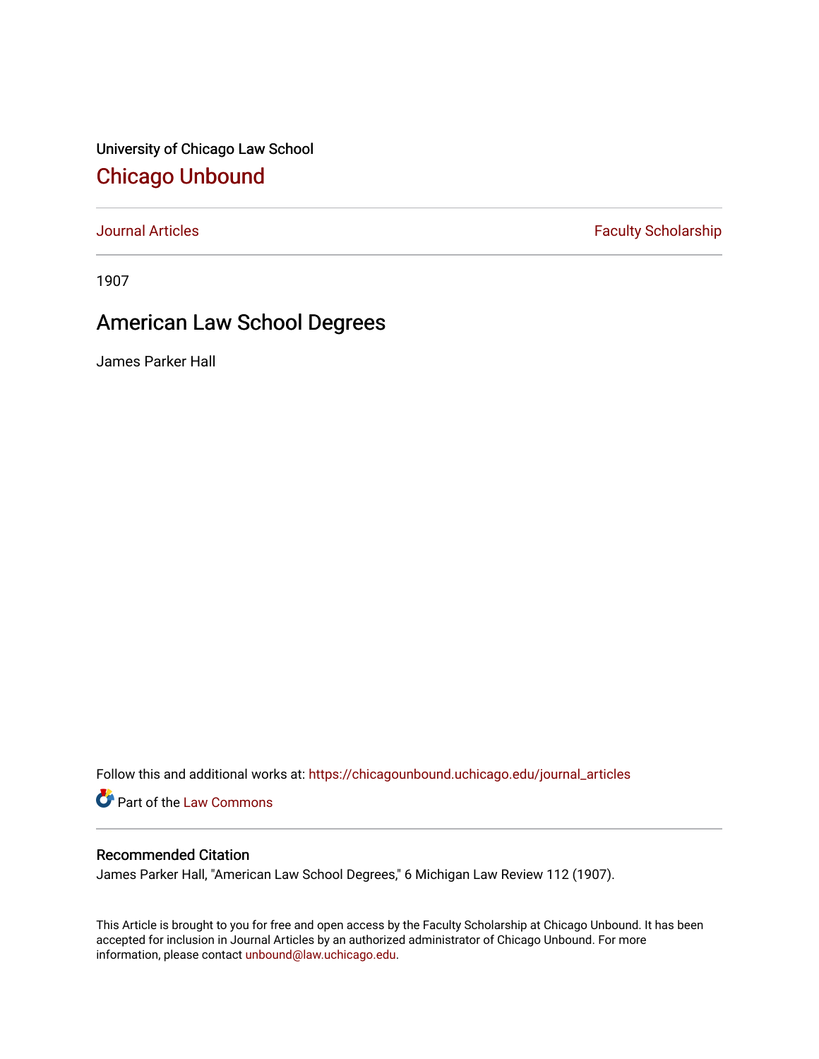University of Chicago Law School

# Chicago Unbound

Journal Articles | Faculty Scholarship

1907

## American Law School Degrees

James Parker Hall

Follow this and additional works at: https://chicagounbound.uchicago.edu/journal_articles

Part of the Law Commons

### Recommended Citation

James Parker Hall, "American Law School Degrees," 6 Michigan Law Review 112 (1907).

This Article is brought to you for free and open access by the Faculty Scholarship at Chicago Unbound. It has been accepted for inclusion in Journal Articles by an authorized administrator of Chicago Unbound. For more information, please contact unbound@law.uchicago.edu.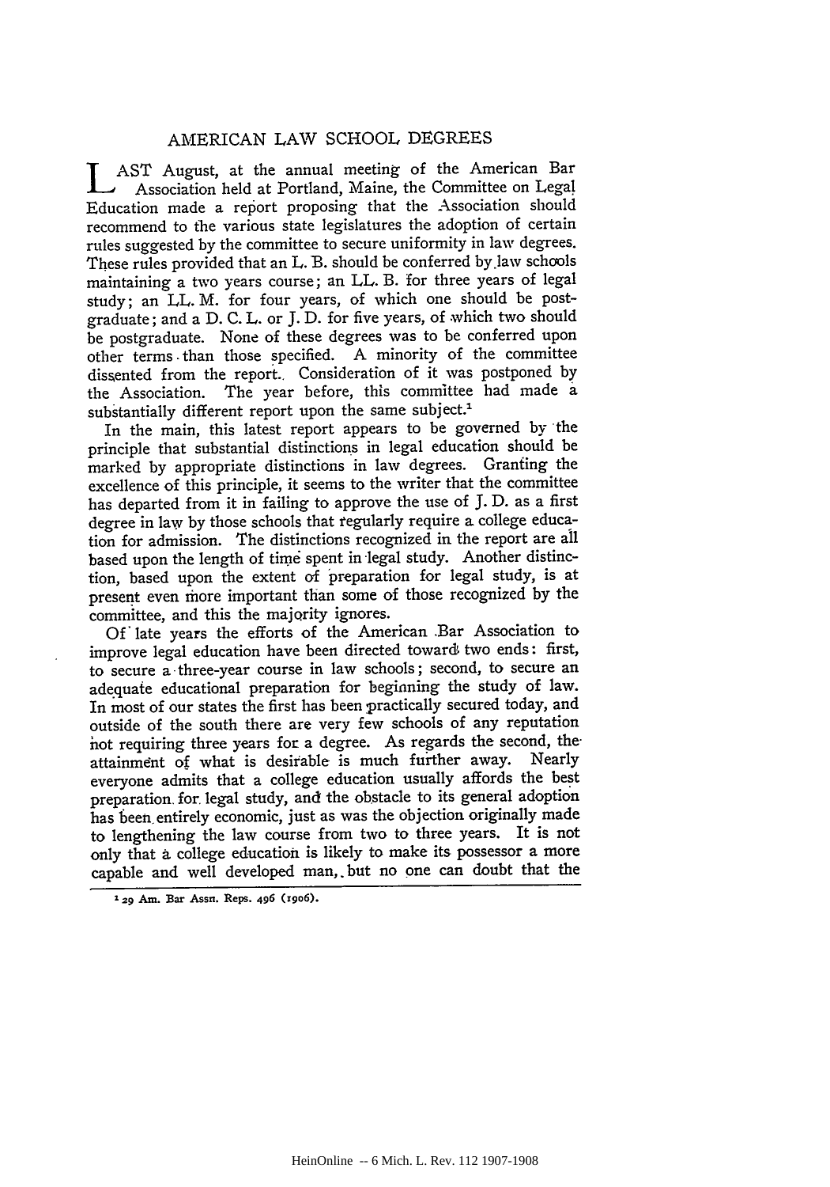# AMERICAN LAW SCHOOL DEGREES

LAST August, at the annual meeting of the American Bar Association held at Portland, Maine, the Committee on Legal Education made a report proposing that the Association should recommend to the various state legislatures the adoption of certain rules suggested by the committee to secure uniformity in law degrees. These rules provided that an L. B. should be conferred by law schools maintaining a two years course; an LL. B. for three years of legal study; an LL. M. for four years, of which one should be post-graduate; and a D. C. L. or J. D. for five years, of which two should be postgraduate. None of these degrees was to be conferred upon other terms than those specified. A minority of the committee dissented from the report. Consideration of it was postponed by the Association. The year before, this committee had made a substantially different report upon the same subject.[1]

In the main, this latest report appears to be governed by the principle that substantial distinctions in legal education should be marked by appropriate distinctions in law degrees. Granting the excellence of this principle, it seems to the writer that the committee has departed from it in failing to approve the use of J. D. as a first degree in law by those schools that regularly require a college education for admission. The distinctions recognized in the report are all based upon the length of time spent in legal study. Another distinction, based upon the extent of preparation for legal study, is at present even more important than some of those recognized by the committee, and this the majority ignores.

Of late years the efforts of the American Bar Association to improve legal education have been directed toward two ends: first, to secure a three-year course in law schools; second, to secure an adequate educational preparation for beginning the study of law. In most of our states the first has been practically secured today, and outside of the south there are very few schools of any reputation not requiring three years for a degree. As regards the second, the attainment of what is desirable is much further away. Nearly everyone admits that a college education usually affords the best preparation for legal study, and the obstacle to its general adoption has been entirely economic, just as was the objection originally made to lengthening the law course from two to three years. It is not only that a college education is likely to make its possessor a more capable and well developed man, but no one can doubt that the

[1] 29 Am. Bar Assn. Reps. 496 (1906).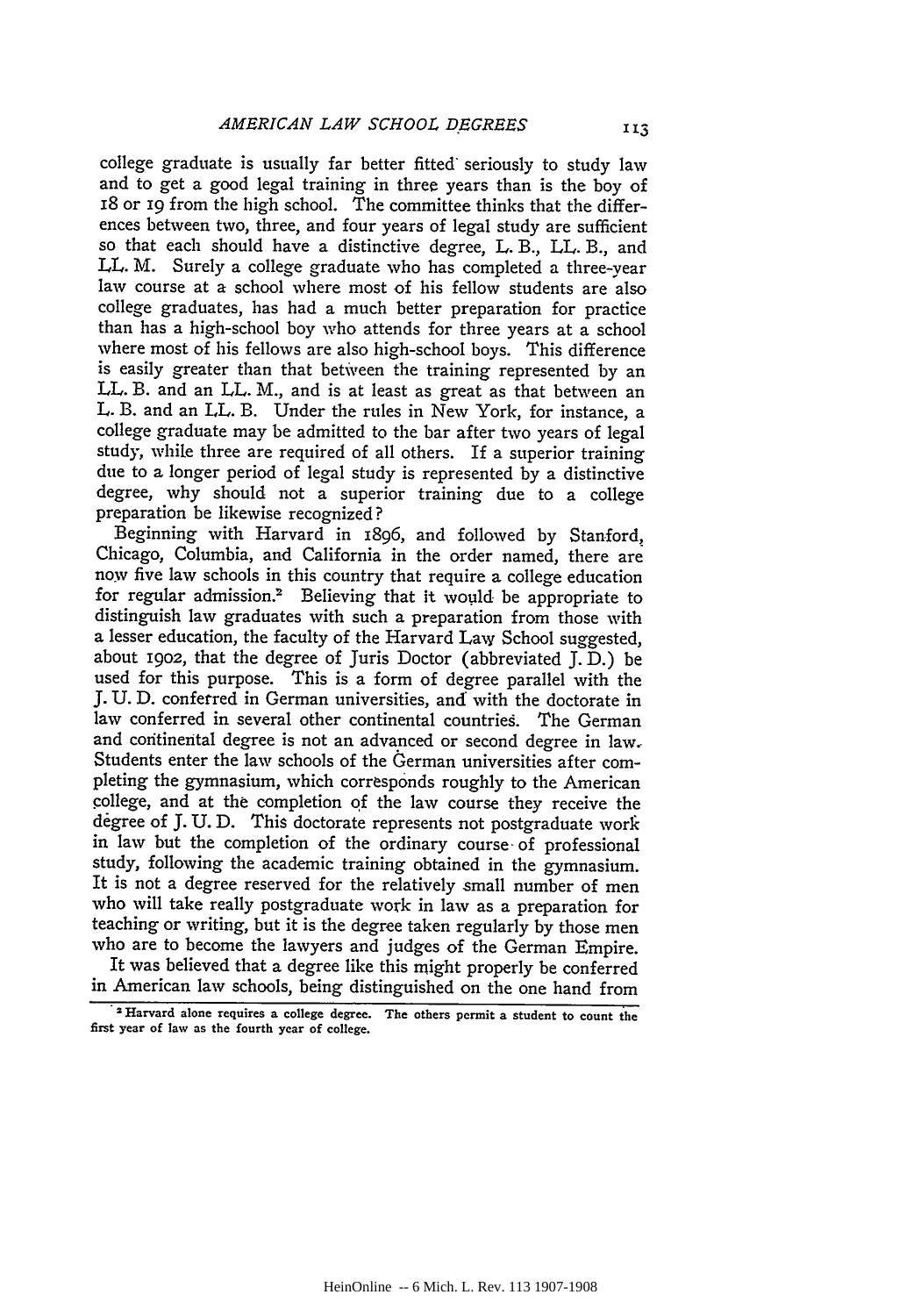college graduate is usually far better fitted seriously to study law and to get a good legal training in three years than is the boy of 18 or 19 from the high school. The committee thinks that the differences between two, three, and four years of legal study are sufficient so that each should have a distinctive degree, L. B., LL. B., and LL. M. Surely a college graduate who has completed a three-year law course at a school where most of his fellow students are also college graduates, has had a much better preparation for practice than has a high-school boy who attends for three years at a school where most of his fellows are also high-school boys. This difference is easily greater than that between the training represented by an LL. B. and an LL. M., and is at least as great as that between an L. B. and an LL. B. Under the rules in New York, for instance, a college graduate may be admitted to the bar after two years of legal study, while three are required of all others. If a superior training due to a longer period of legal study is represented by a distinctive degree, why should not a superior training due to a college preparation be likewise recognized?

Beginning with Harvard in 1896, and followed by Stanford, Chicago, Columbia, and California in the order named, there are now five law schools in this country that require a college education for regular admission.[2] Believing that it would be appropriate to distinguish law graduates with such a preparation from those with a lesser education, the faculty of the Harvard Law School suggested, about 1902, that the degree of Juris Doctor (abbreviated J. D.) be used for this purpose. This is a form of degree parallel with the J. U. D. conferred in German universities, and with the doctorate in law conferred in several other continental countries. The German and continental degree is not an advanced or second degree in law. Students enter the law schools of the German universities after completing the gymnasium, which corresponds roughly to the American college, and at the completion of the law course they receive the degree of J. U. D. This doctorate represents not postgraduate work in law but the completion of the ordinary course of professional study, following the academic training obtained in the gymnasium. It is not a degree reserved for the relatively small number of men who will take really postgraduate work in law as a preparation for teaching or writing, but it is the degree taken regularly by those men who are to become the lawyers and judges of the German Empire.

It was believed that a degree like this might properly be conferred in American law schools, being distinguished on the one hand from

---

[2] Harvard alone requires a college degree. The others permit a student to count the first year of law as the fourth year of college.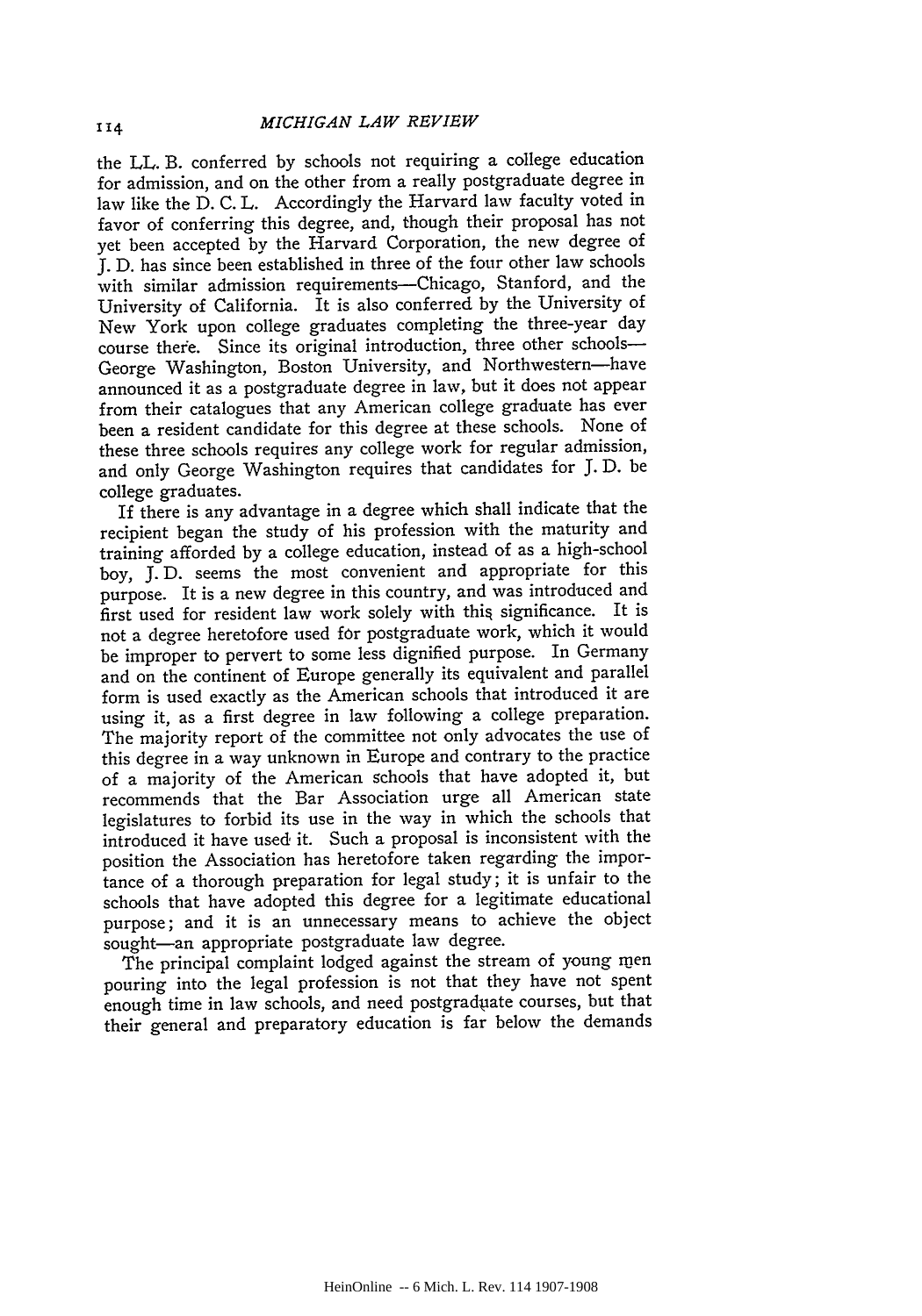the LL. B. conferred by schools not requiring a college education for admission, and on the other from a really postgraduate degree in law like the D. C. L. Accordingly the Harvard law faculty voted in favor of conferring this degree, and, though their proposal has not yet been accepted by the Harvard Corporation, the new degree of J. D. has since been established in three of the four other law schools with similar admission requirements—Chicago, Stanford, and the University of California. It is also conferred by the University of New York upon college graduates completing the three-year day course there. Since its original introduction, three other schools—George Washington, Boston University, and Northwestern—have announced it as a postgraduate degree in law, but it does not appear from their catalogues that any American college graduate has ever been a resident candidate for this degree at these schools. None of these three schools requires any college work for regular admission, and only George Washington requires that candidates for J. D. be college graduates.

If there is any advantage in a degree which shall indicate that the recipient began the study of his profession with the maturity and training afforded by a college education, instead of as a high-school boy, J. D. seems the most convenient and appropriate for this purpose. It is a new degree in this country, and was introduced and first used for resident law work solely with this significance. It is not a degree heretofore used for postgraduate work, which it would be improper to pervert to some less dignified purpose. In Germany and on the continent of Europe generally its equivalent and parallel form is used exactly as the American schools that introduced it are using it, as a first degree in law following a college preparation. The majority report of the committee not only advocates the use of this degree in a way unknown in Europe and contrary to the practice of a majority of the American schools that have adopted it, but recommends that the Bar Association urge all American state legislatures to forbid its use in the way in which the schools that introduced it have used it. Such a proposal is inconsistent with the position the Association has heretofore taken regarding the importance of a thorough preparation for legal study; it is unfair to the schools that have adopted this degree for a legitimate educational purpose; and it is an unnecessary means to achieve the object sought—an appropriate postgraduate law degree.

The principal complaint lodged against the stream of young men pouring into the legal profession is not that they have not spent enough time in law schools, and need postgraduate courses, but that their general and preparatory education is far below the demands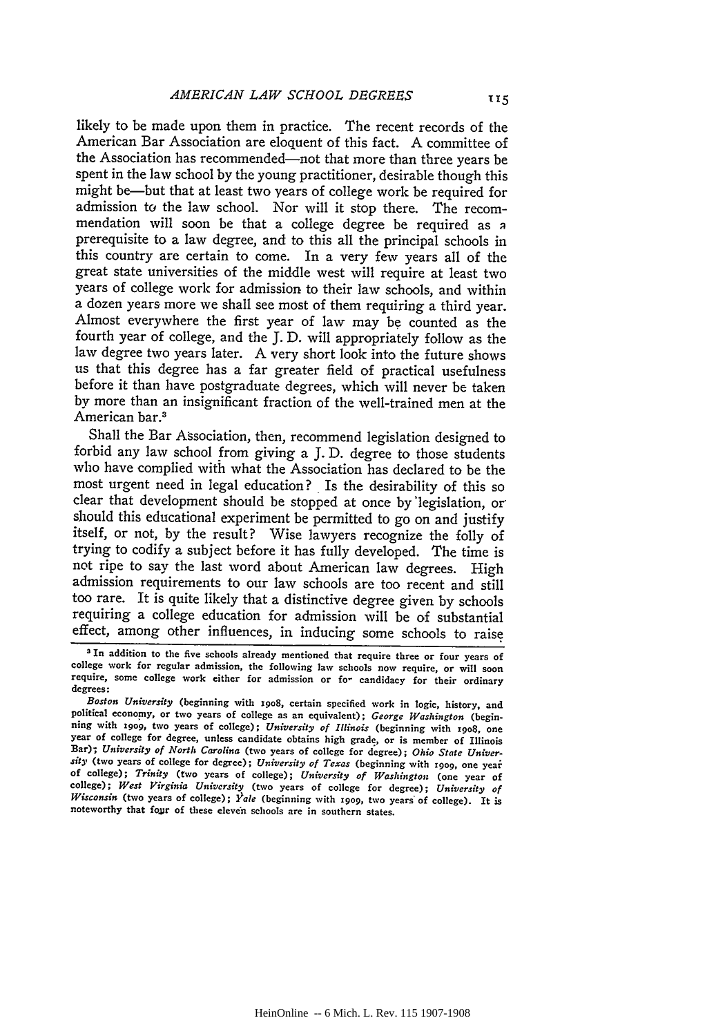likely to be made upon them in practice. The recent records of the American Bar Association are eloquent of this fact. A committee of the Association has recommended—not that more than three years be spent in the law school by the young practitioner, desirable though this might be—but that at least two years of college work be required for admission to the law school. Nor will it stop there. The recommendation will soon be that a college degree be required as a prerequisite to a law degree, and to this all the principal schools in this country are certain to come. In a very few years all of the great state universities of the middle west will require at least two years of college work for admission to their law schools, and within a dozen years more we shall see most of them requiring a third year. Almost everywhere the first year of law may be counted as the fourth year of college, and the J. D. will appropriately follow as the law degree two years later. A very short look into the future shows us that this degree has a far greater field of practical usefulness before it than have postgraduate degrees, which will never be taken by more than an insignificant fraction of the well-trained men at the American bar.[3]

Shall the Bar Association, then, recommend legislation designed to forbid any law school from giving a J. D. degree to those students who have complied with what the Association has declared to be the most urgent need in legal education? Is the desirability of this so clear that development should be stopped at once by legislation, or should this educational experiment be permitted to go on and justify itself, or not, by the result? Wise lawyers recognize the folly of trying to codify a subject before it has fully developed. The time is not ripe to say the last word about American law degrees. High admission requirements to our law schools are too recent and still too rare. It is quite likely that a distinctive degree given by schools requiring a college education for admission will be of substantial effect, among other influences, in inducing some schools to raise

[3] In addition to the five schools already mentioned that require three or four years of college work for regular admission, the following law schools now require, or will soon require, some college work either for admission or for candidacy for their ordinary degrees:

*Boston University* (beginning with 1908, certain specified work in logic, history, and political economy, or two years of college as an equivalent); *George Washington* (beginning with 1909, two years of college); *University of Illinois* (beginning with 1908, one year of college for degree, unless candidate obtains high grade, or is member of Illinois Bar); *University of North Carolina* (two years of college for degree); *Ohio State University* (two years of college for degree); *University of Texas* (beginning with 1909, one year of college); *Trinity* (two years of college); *University of Washington* (one year of college); *West Virginia University* (two years of college for degree); *University of Wisconsin* (two years of college); *Yale* (beginning with 1909, two years of college). It is noteworthy that four of these eleven schools are in southern states.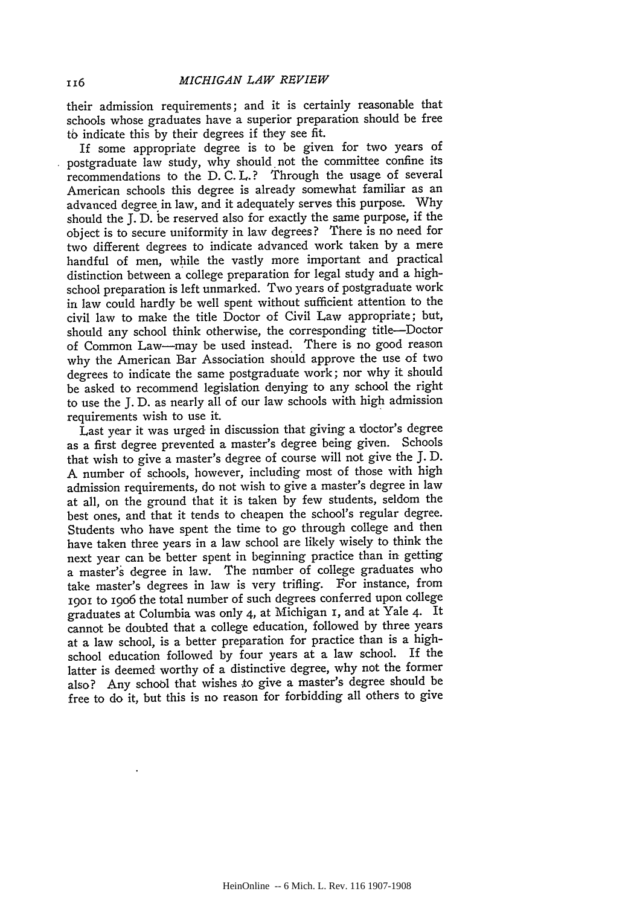their admission requirements; and it is certainly reasonable that schools whose graduates have a superior preparation should be free to indicate this by their degrees if they see fit.

If some appropriate degree is to be given for two years of postgraduate law study, why should not the committee confine its recommendations to the D. C. L.? Through the usage of several American schools this degree is already somewhat familiar as an advanced degree in law, and it adequately serves this purpose. Why should the J. D. be reserved also for exactly the same purpose, if the object is to secure uniformity in law degrees? There is no need for two different degrees to indicate advanced work taken by a mere handful of men, while the vastly more important and practical distinction between a college preparation for legal study and a high-school preparation is left unmarked. Two years of postgraduate work in law could hardly be well spent without sufficient attention to the civil law to make the title Doctor of Civil Law appropriate; but, should any school think otherwise, the corresponding title—Doctor of Common Law—may be used instead. There is no good reason why the American Bar Association should approve the use of two degrees to indicate the same postgraduate work; nor why it should be asked to recommend legislation denying to any school the right to use the J. D. as nearly all of our law schools with high admission requirements wish to use it.

Last year it was urged in discussion that giving a doctor's degree as a first degree prevented a master's degree being given. Schools that wish to give a master's degree of course will not give the J. D. A number of schools, however, including most of those with high admission requirements, do not wish to give a master's degree in law at all, on the ground that it is taken by few students, seldom the best ones, and that it tends to cheapen the school's regular degree. Students who have spent the time to go through college and then have taken three years in a law school are likely wisely to think the next year can be better spent in beginning practice than in getting a master's degree in law. The number of college graduates who take master's degrees in law is very trifling. For instance, from 1901 to 1906 the total number of such degrees conferred upon college graduates at Columbia was only 4, at Michigan 1, and at Yale 4. It cannot be doubted that a college education, followed by three years at a law school, is a better preparation for practice than is a high-school education followed by four years at a law school. If the latter is deemed worthy of a distinctive degree, why not the former also? Any school that wishes to give a master's degree should be free to do it, but this is no reason for forbidding all others to give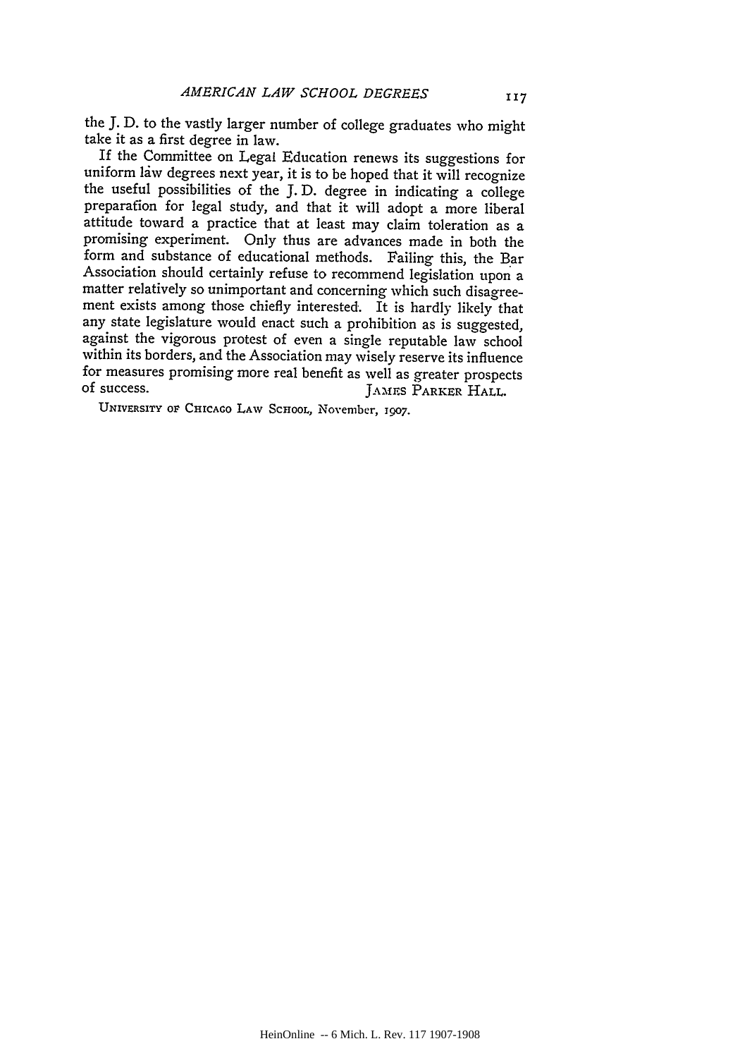the J. D. to the vastly larger number of college graduates who might take it as a first degree in law.

If the Committee on Legal Education renews its suggestions for uniform law degrees next year, it is to be hoped that it will recognize the useful possibilities of the J. D. degree in indicating a college preparation for legal study, and that it will adopt a more liberal attitude toward a practice that at least may claim toleration as a promising experiment. Only thus are advances made in both the form and substance of educational methods. Failing this, the Bar Association should certainly refuse to recommend legislation upon a matter relatively so unimportant and concerning which such disagreement exists among those chiefly interested. It is hardly likely that any state legislature would enact such a prohibition as is suggested, against the vigorous protest of even a single reputable law school within its borders, and the Association may wisely reserve its influence for measures promising more real benefit as well as greater prospects of success.

JAMES PARKER HALL.

UNIVERSITY OF CHICAGO LAW SCHOOL, November, 1907.